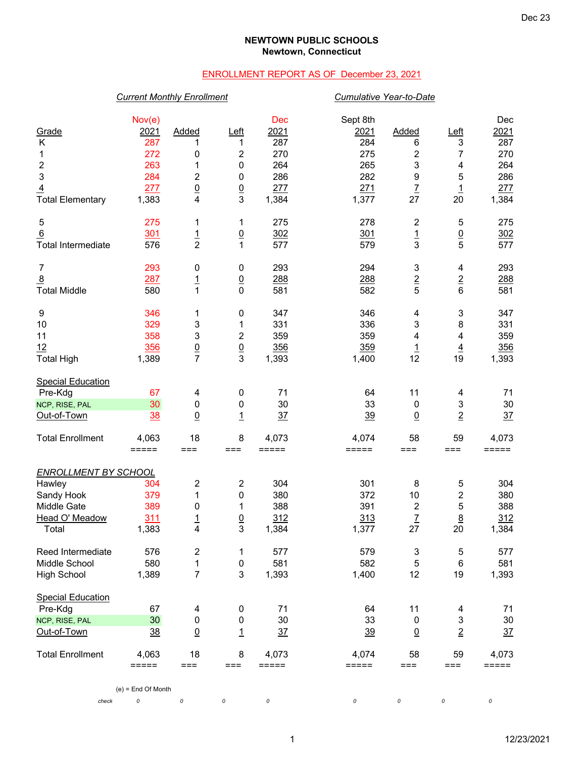**NEWTOWN PUBLIC SCHOOLS**
**Newtown, Connecticut**

ENROLLMENT REPORT AS OF December 23, 2021

| | *Current Monthly Enrollment* | | | | *Cumulative Year-to-Date* | | | |
|---|---|---|---|---|---|---|---|---|
| Grade | Nov(e) 2021 | Added | Left | Dec 2021 | Sept 8th 2021 | Added | Left | Dec 2021 |
| K | 287 | 1 | 1 | 287 | 284 | 6 | 3 | 287 |
| 1 | 272 | 0 | 2 | 270 | 275 | 2 | 7 | 270 |
| 2 | 263 | 1 | 0 | 264 | 265 | 3 | 4 | 264 |
| 3 | 284 | 2 | 0 | 286 | 282 | 9 | 5 | 286 |
| 4 | 277 | 0 | 0 | 277 | 271 | 7 | 1 | 277 |
| Total Elementary | 1,383 | 4 | 3 | 1,384 | 1,377 | 27 | 20 | 1,384 |
| 5 | 275 | 1 | 1 | 275 | 278 | 2 | 5 | 275 |
| 6 | 301 | 1 | 0 | 302 | 301 | 1 | 0 | 302 |
| Total Intermediate | 576 | 2 | 1 | 577 | 579 | 3 | 5 | 577 |
| 7 | 293 | 0 | 0 | 293 | 294 | 3 | 4 | 293 |
| 8 | 287 | 1 | 0 | 288 | 288 | 2 | 2 | 288 |
| Total Middle | 580 | 1 | 0 | 581 | 582 | 5 | 6 | 581 |
| 9 | 346 | 1 | 0 | 347 | 346 | 4 | 3 | 347 |
| 10 | 329 | 3 | 1 | 331 | 336 | 3 | 8 | 331 |
| 11 | 358 | 3 | 2 | 359 | 359 | 4 | 4 | 359 |
| 12 | 356 | 0 | 0 | 356 | 359 | 1 | 4 | 356 |
| Total High | 1,389 | 7 | 3 | 1,393 | 1,400 | 12 | 19 | 1,393 |
| Special Education | | | | | | | | |
| Pre-Kdg | 67 | 4 | 0 | 71 | 64 | 11 | 4 | 71 |
| NCP, RISE, PAL | 30 | 0 | 0 | 30 | 33 | 0 | 3 | 30 |
| Out-of-Town | 38 | 0 | 1 | 37 | 39 | 0 | 2 | 37 |
| Total Enrollment | 4,063 | 18 | 8 | 4,073 | 4,074 | 58 | 59 | 4,073 |

| *ENROLLMENT BY SCHOOL* | Nov(e) 2021 | Added | Left | Dec 2021 | Sept 8th 2021 | Added | Left | Dec 2021 |
|---|---|---|---|---|---|---|---|---|
| Hawley | 304 | 2 | 2 | 304 | 301 | 8 | 5 | 304 |
| Sandy Hook | 379 | 1 | 0 | 380 | 372 | 10 | 2 | 380 |
| Middle Gate | 389 | 0 | 1 | 388 | 391 | 2 | 5 | 388 |
| Head O' Meadow | 311 | 1 | 0 | 312 | 313 | 7 | 8 | 312 |
| Total | 1,383 | 4 | 3 | 1,384 | 1,377 | 27 | 20 | 1,384 |
| Reed Intermediate | 576 | 2 | 1 | 577 | 579 | 3 | 5 | 577 |
| Middle School | 580 | 1 | 0 | 581 | 582 | 5 | 6 | 581 |
| High School | 1,389 | 7 | 3 | 1,393 | 1,400 | 12 | 19 | 1,393 |
| Special Education | | | | | | | | |
| Pre-Kdg | 67 | 4 | 0 | 71 | 64 | 11 | 4 | 71 |
| NCP, RISE, PAL | 30 | 0 | 0 | 30 | 33 | 0 | 3 | 30 |
| Out-of-Town | 38 | 0 | 1 | 37 | 39 | 0 | 2 | 37 |
| Total Enrollment | 4,063 | 18 | 8 | 4,073 | 4,074 | 58 | 59 | 4,073 |
| *check* | 0 | 0 | 0 | 0 | 0 | 0 | 0 | 0 |

(e) = End Of Month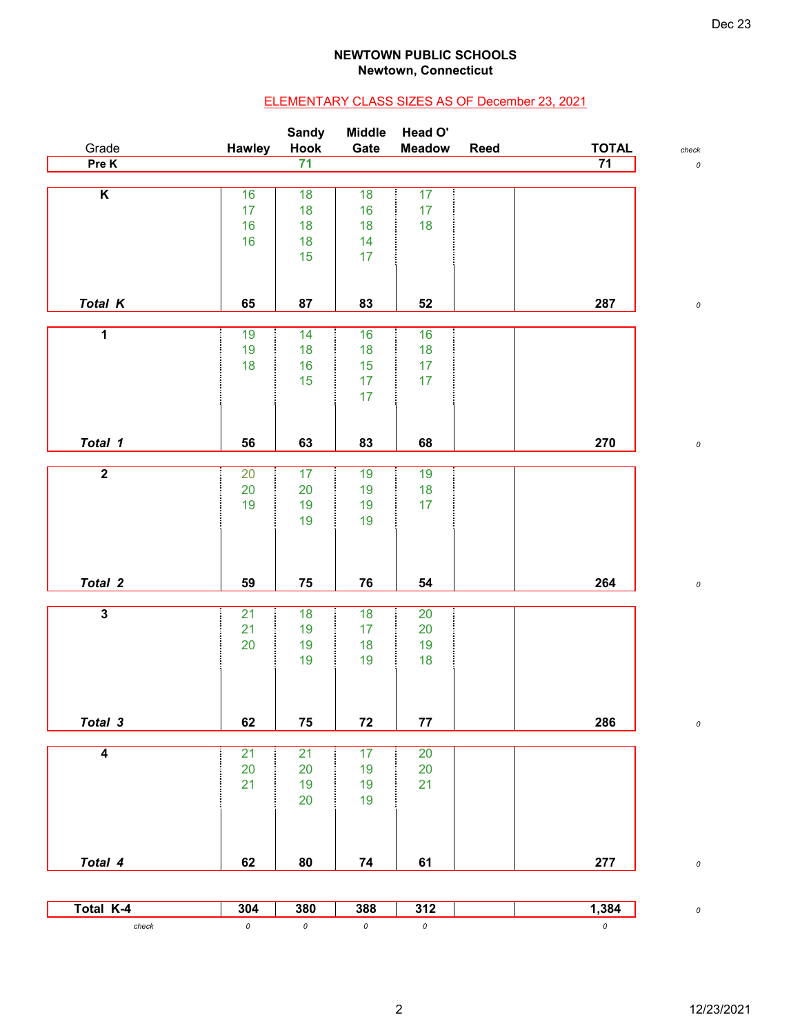**NEWTOWN PUBLIC SCHOOLS**
**Newtown, Connecticut**

ELEMENTARY CLASS SIZES AS OF December 23, 2021

| Grade | Hawley | Sandy Hook | Middle Gate | Head O' Meadow | Reed | TOTAL | check |
|---|---|---|---|---|---|---|---|
| **Pre K** | | 71 | | | | 71 | 0 |
| **K** | 16 | 18 | 18 | 17 | | | |
| | 17 | 18 | 16 | 17 | | | |
| | 16 | 18 | 18 | 18 | | | |
| | 16 | 18 | 14 | | | | |
| | | 15 | 17 | | | | |
| ***Total K*** | **65** | **87** | **83** | **52** | | **287** | 0 |
| **1** | 19 | 14 | 16 | 16 | | | |
| | 19 | 18 | 18 | 18 | | | |
| | 18 | 16 | 15 | 17 | | | |
| | | 15 | 17 | 17 | | | |
| | | | 17 | | | | |
| ***Total 1*** | **56** | **63** | **83** | **68** | | **270** | 0 |
| **2** | 20 | 17 | 19 | 19 | | | |
| | 20 | 20 | 19 | 18 | | | |
| | 19 | 19 | 19 | 17 | | | |
| | | 19 | 19 | | | | |
| ***Total 2*** | **59** | **75** | **76** | **54** | | **264** | 0 |
| **3** | 21 | 18 | 18 | 20 | | | |
| | 21 | 19 | 17 | 20 | | | |
| | 20 | 19 | 18 | 19 | | | |
| | | 19 | 19 | 18 | | | |
| ***Total 3*** | **62** | **75** | **72** | **77** | | **286** | 0 |
| **4** | 21 | 21 | 17 | 20 | | | |
| | 20 | 20 | 19 | 20 | | | |
| | 21 | 19 | 19 | 21 | | | |
| | | 20 | 19 | | | | |
| ***Total 4*** | **62** | **80** | **74** | **61** | | **277** | 0 |
| **Total K-4** | **304** | **380** | **388** | **312** | | **1,384** | 0 |
| *check* | 0 | 0 | 0 | 0 | | 0 | |